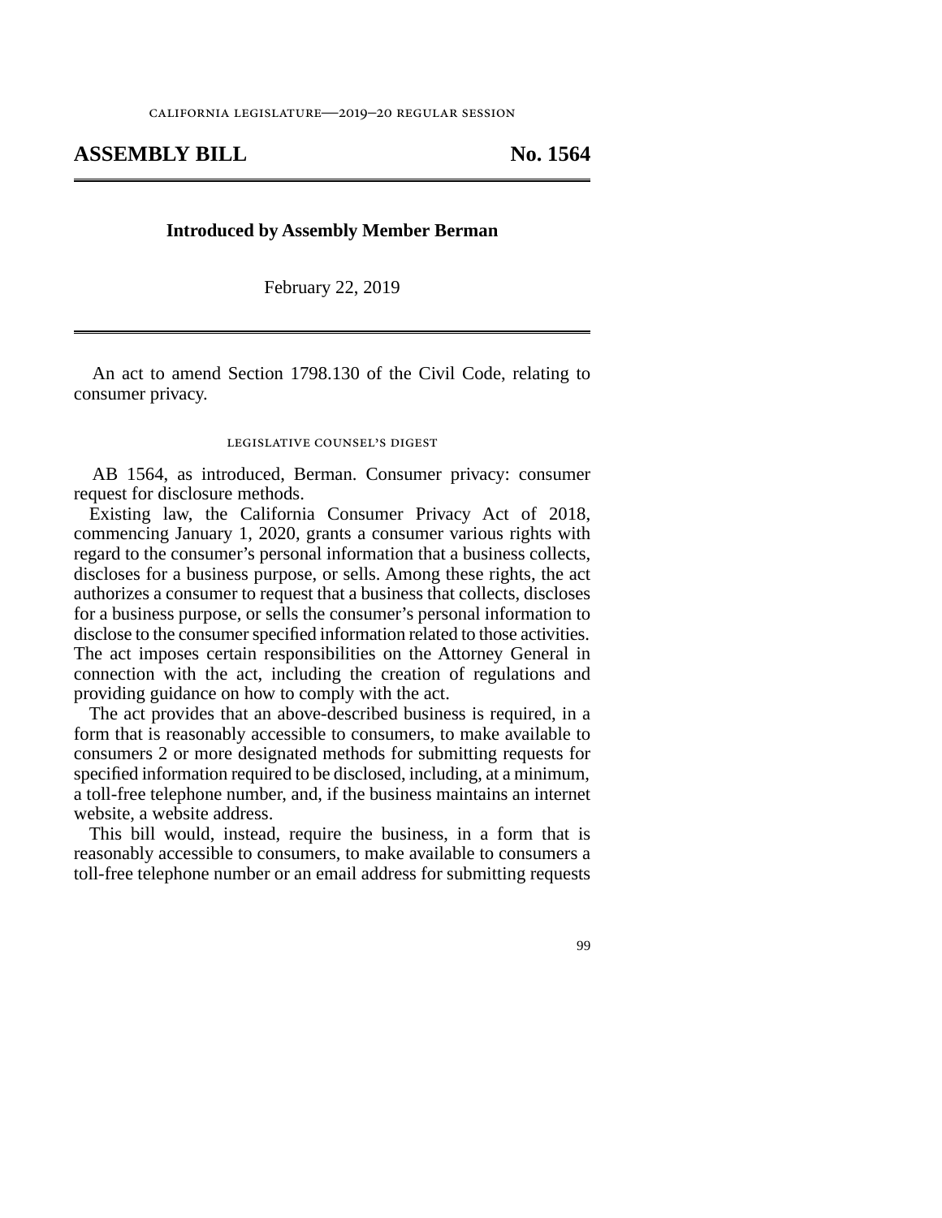california legislature—2019–20 regular session

# ASSEMBLY BILL No. 1564

**Introduced by Assembly Member Berman**

February 22, 2019

An act to amend Section 1798.130 of the Civil Code, relating to consumer privacy.

legislative counsel's digest

AB 1564, as introduced, Berman. Consumer privacy: consumer request for disclosure methods.

Existing law, the California Consumer Privacy Act of 2018, commencing January 1, 2020, grants a consumer various rights with regard to the consumer's personal information that a business collects, discloses for a business purpose, or sells. Among these rights, the act authorizes a consumer to request that a business that collects, discloses for a business purpose, or sells the consumer's personal information to disclose to the consumer specified information related to those activities. The act imposes certain responsibilities on the Attorney General in connection with the act, including the creation of regulations and providing guidance on how to comply with the act.

The act provides that an above-described business is required, in a form that is reasonably accessible to consumers, to make available to consumers 2 or more designated methods for submitting requests for specified information required to be disclosed, including, at a minimum, a toll-free telephone number, and, if the business maintains an internet website, a website address.

This bill would, instead, require the business, in a form that is reasonably accessible to consumers, to make available to consumers a toll-free telephone number or an email address for submitting requests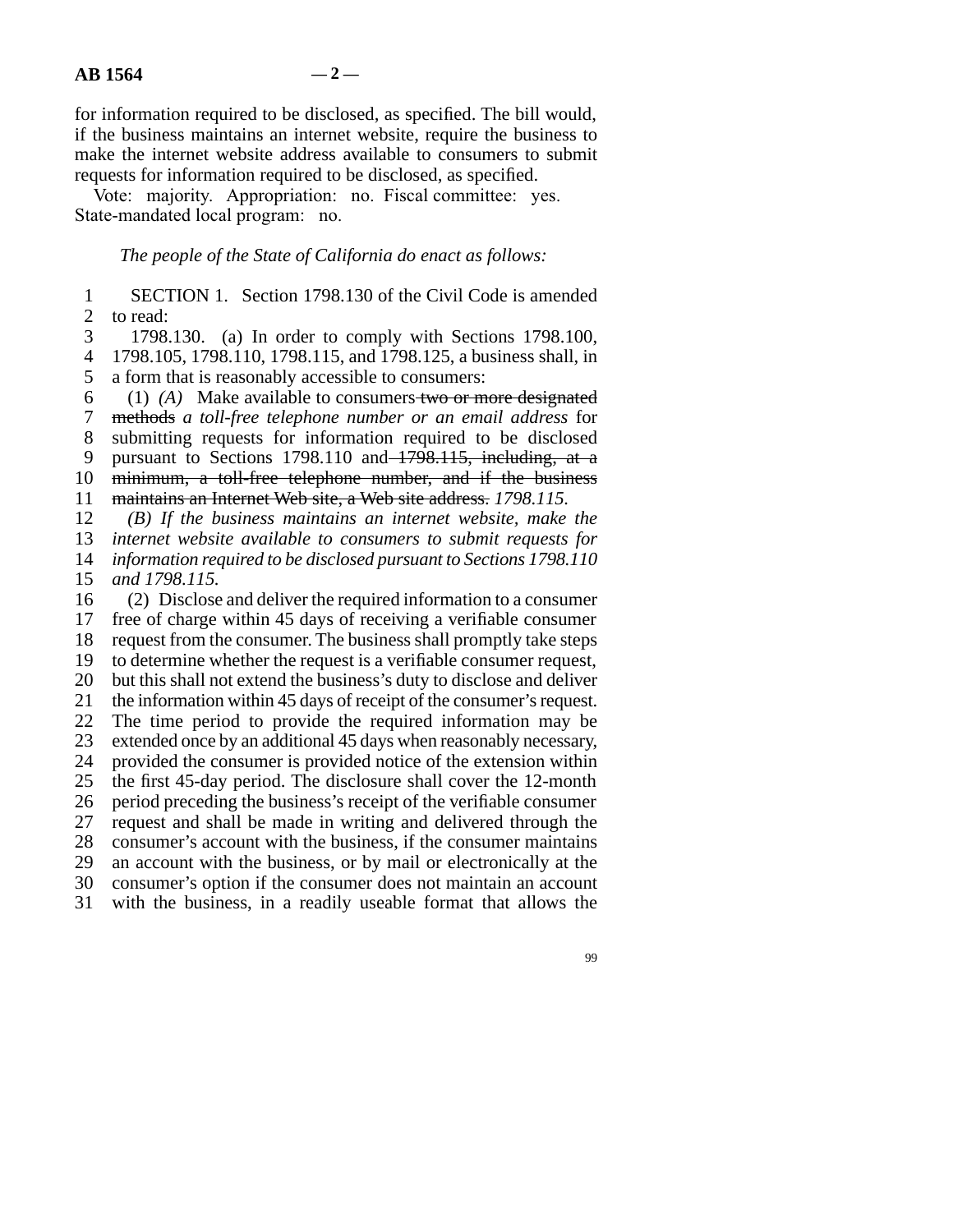for information required to be disclosed, as specified. The bill would, if the business maintains an internet website, require the business to make the internet website address available to consumers to submit requests for information required to be disclosed, as specified.

Vote: majority. Appropriation: no. Fiscal committee: yes. State-mandated local program: no.

*The people of the State of California do enact as follows:*

SECTION 1. Section 1798.130 of the Civil Code is amended to read:

1798.130. (a) In order to comply with Sections 1798.100, 1798.105, 1798.110, 1798.115, and 1798.125, a business shall, in a form that is reasonably accessible to consumers:

(1) *(A)* Make available to consumers ~~two or more designated methods~~ *a toll-free telephone number or an email address* for submitting requests for information required to be disclosed pursuant to Sections 1798.110 and ~~1798.115, including, at a minimum, a toll-free telephone number, and if the business maintains an Internet Web site, a Web site address.~~ *1798.115.*

*(B) If the business maintains an internet website, make the internet website available to consumers to submit requests for information required to be disclosed pursuant to Sections 1798.110 and 1798.115.*

(2) Disclose and deliver the required information to a consumer free of charge within 45 days of receiving a verifiable consumer request from the consumer. The business shall promptly take steps to determine whether the request is a verifiable consumer request, but this shall not extend the business's duty to disclose and deliver the information within 45 days of receipt of the consumer's request. The time period to provide the required information may be extended once by an additional 45 days when reasonably necessary, provided the consumer is provided notice of the extension within the first 45-day period. The disclosure shall cover the 12-month period preceding the business's receipt of the verifiable consumer request and shall be made in writing and delivered through the consumer's account with the business, if the consumer maintains an account with the business, or by mail or electronically at the consumer's option if the consumer does not maintain an account with the business, in a readily useable format that allows the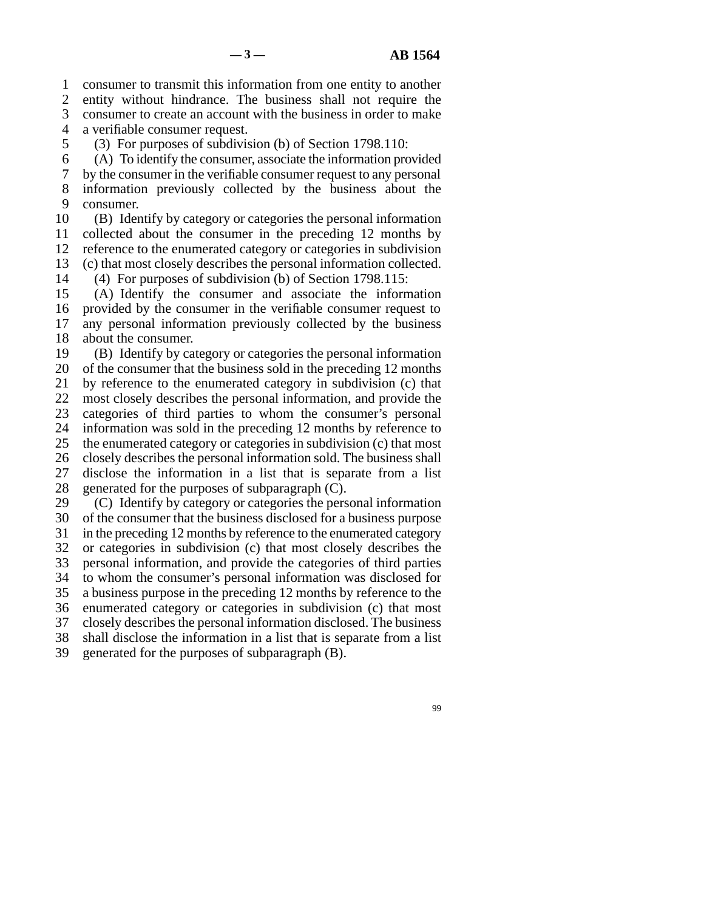consumer to transmit this information from one entity to another entity without hindrance. The business shall not require the consumer to create an account with the business in order to make a verifiable consumer request.

(3) For purposes of subdivision (b) of Section 1798.110:

(A) To identify the consumer, associate the information provided by the consumer in the verifiable consumer request to any personal information previously collected by the business about the consumer.

(B) Identify by category or categories the personal information collected about the consumer in the preceding 12 months by reference to the enumerated category or categories in subdivision (c) that most closely describes the personal information collected.

(4) For purposes of subdivision (b) of Section 1798.115:

(A) Identify the consumer and associate the information provided by the consumer in the verifiable consumer request to any personal information previously collected by the business about the consumer.

(B) Identify by category or categories the personal information of the consumer that the business sold in the preceding 12 months by reference to the enumerated category in subdivision (c) that most closely describes the personal information, and provide the categories of third parties to whom the consumer's personal information was sold in the preceding 12 months by reference to the enumerated category or categories in subdivision (c) that most closely describes the personal information sold. The business shall disclose the information in a list that is separate from a list generated for the purposes of subparagraph (C).

(C) Identify by category or categories the personal information of the consumer that the business disclosed for a business purpose in the preceding 12 months by reference to the enumerated category or categories in subdivision (c) that most closely describes the personal information, and provide the categories of third parties to whom the consumer's personal information was disclosed for a business purpose in the preceding 12 months by reference to the enumerated category or categories in subdivision (c) that most closely describes the personal information disclosed. The business shall disclose the information in a list that is separate from a list generated for the purposes of subparagraph (B).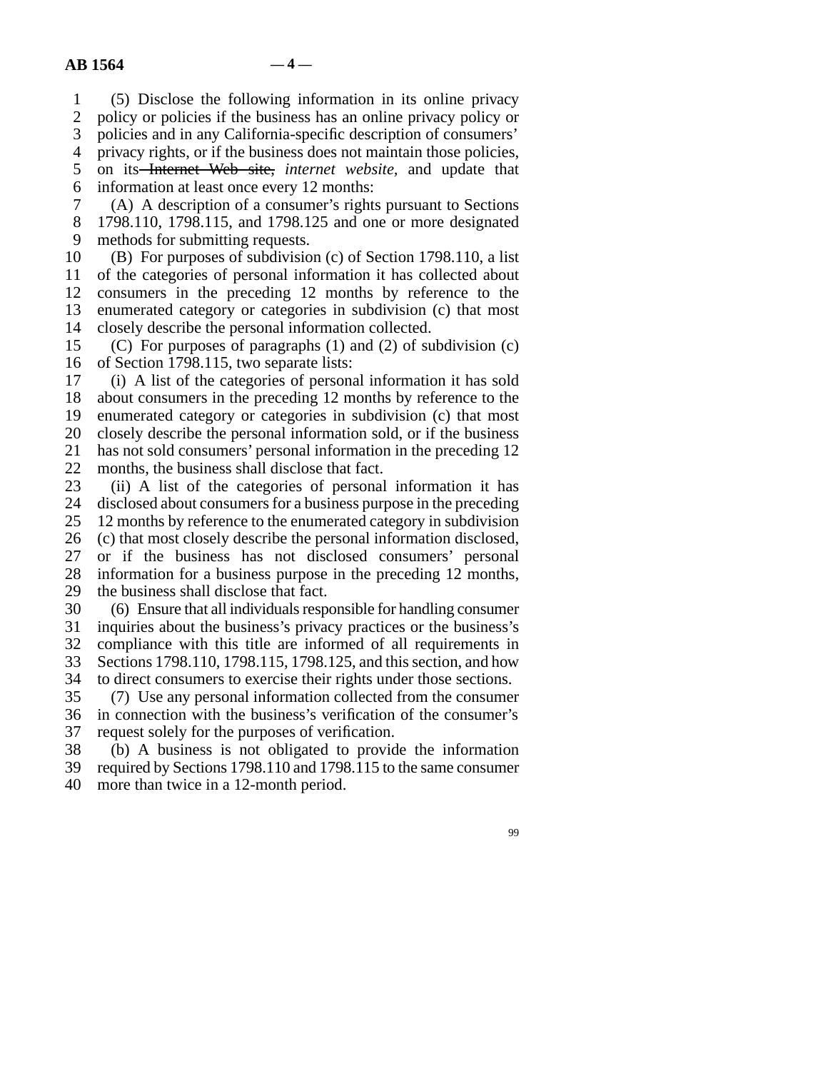(5) Disclose the following information in its online privacy policy or policies if the business has an online privacy policy or policies and in any California-specific description of consumers' privacy rights, or if the business does not maintain those policies, on its ~~Internet Web site,~~ *internet website,* and update that information at least once every 12 months:

(A) A description of a consumer's rights pursuant to Sections 1798.110, 1798.115, and 1798.125 and one or more designated methods for submitting requests.

(B) For purposes of subdivision (c) of Section 1798.110, a list of the categories of personal information it has collected about consumers in the preceding 12 months by reference to the enumerated category or categories in subdivision (c) that most closely describe the personal information collected.

(C) For purposes of paragraphs (1) and (2) of subdivision (c) of Section 1798.115, two separate lists:

(i) A list of the categories of personal information it has sold about consumers in the preceding 12 months by reference to the enumerated category or categories in subdivision (c) that most closely describe the personal information sold, or if the business has not sold consumers' personal information in the preceding 12 months, the business shall disclose that fact.

(ii) A list of the categories of personal information it has disclosed about consumers for a business purpose in the preceding 12 months by reference to the enumerated category in subdivision (c) that most closely describe the personal information disclosed, or if the business has not disclosed consumers' personal information for a business purpose in the preceding 12 months, the business shall disclose that fact.

(6) Ensure that all individuals responsible for handling consumer inquiries about the business's privacy practices or the business's compliance with this title are informed of all requirements in Sections 1798.110, 1798.115, 1798.125, and this section, and how to direct consumers to exercise their rights under those sections.

(7) Use any personal information collected from the consumer in connection with the business's verification of the consumer's request solely for the purposes of verification.

(b) A business is not obligated to provide the information required by Sections 1798.110 and 1798.115 to the same consumer more than twice in a 12-month period.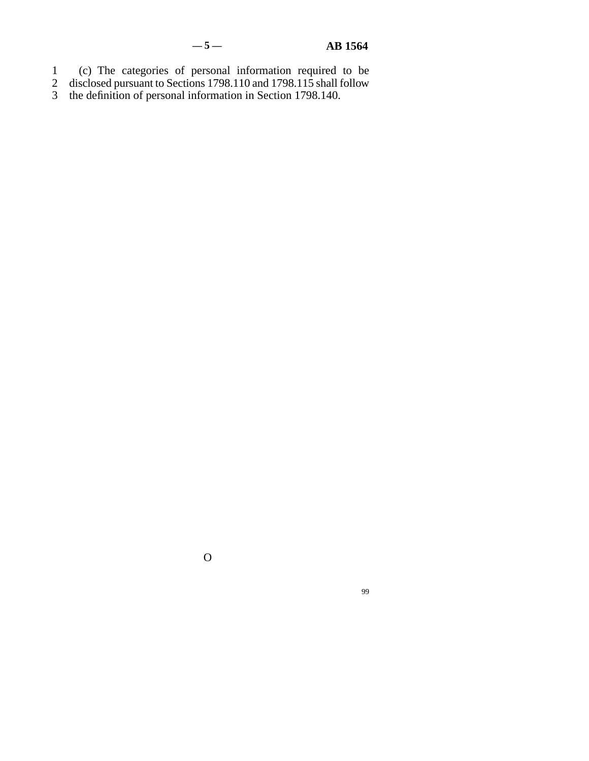(c) The categories of personal information required to be disclosed pursuant to Sections 1798.110 and 1798.115 shall follow the definition of personal information in Section 1798.140.

O